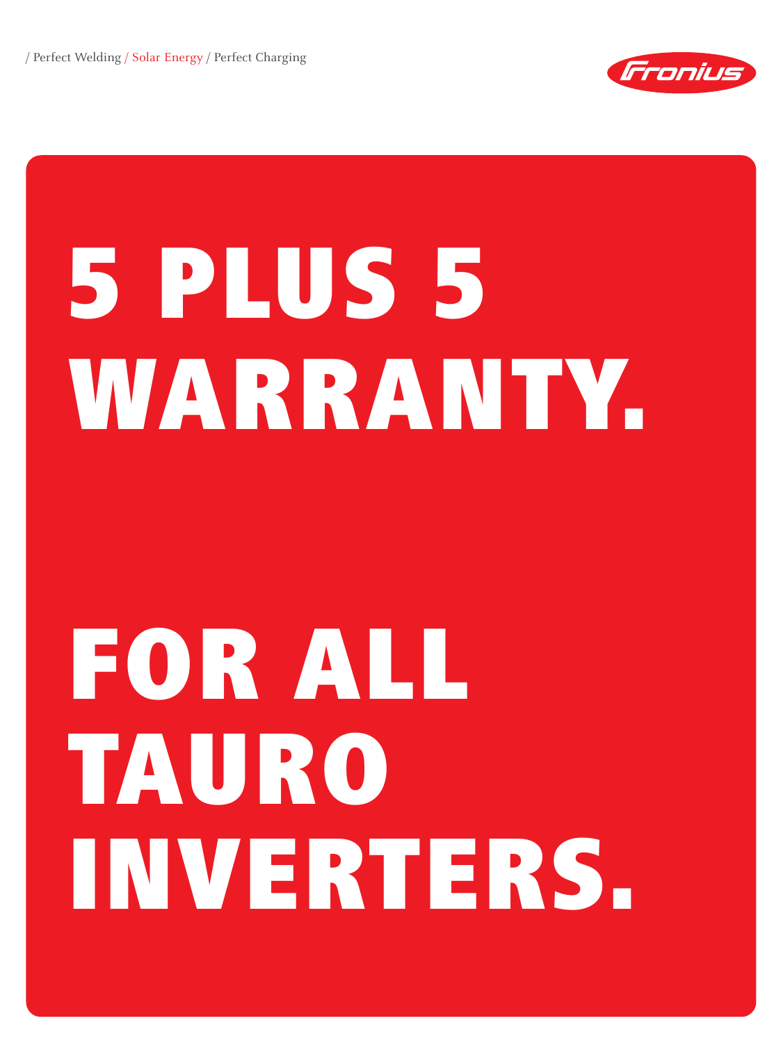/ Perfect Welding / Solar Energy / Perfect Charging

# 5 PLUS 5 WARRANTY.

# FOR ALL TAURO INVERTERS.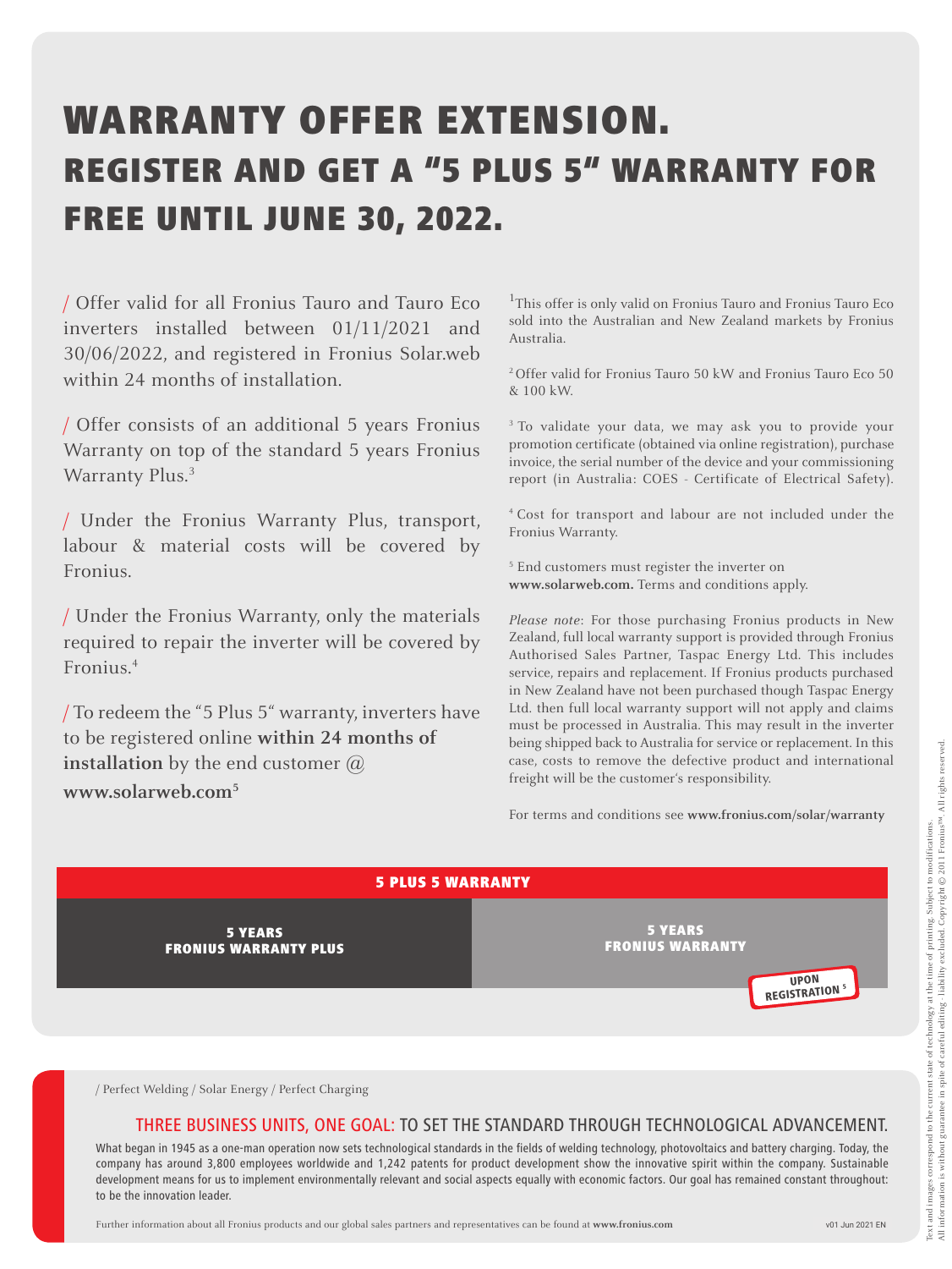# WARRANTY OFFER EXTENSION.

## REGISTER AND GET A "5 PLUS 5" WARRANTY FOR FREE UNTIL JUNE 30, 2022.

/ Offer valid for all Fronius Tauro and Tauro Eco inverters installed between 01/11/2021 and 30/06/2022, and registered in Fronius Solar.web within 24 months of installation.

/ Offer consists of an additional 5 years Fronius Warranty on top of the standard 5 years Fronius Warranty Plus.[3]

/ Under the Fronius Warranty Plus, transport, labour & material costs will be covered by Fronius.

/ Under the Fronius Warranty, only the materials required to repair the inverter will be covered by Fronius.[4]

/ To redeem the "5 Plus 5" warranty, inverters have to be registered online **within 24 months of installation** by the end customer @ **www.solarweb.com**[5]

[1] This offer is only valid on Fronius Tauro and Fronius Tauro Eco sold into the Australian and New Zealand markets by Fronius Australia.

[2] Offer valid for Fronius Tauro 50 kW and Fronius Tauro Eco 50 & 100 kW.

[3] To validate your data, we may ask you to provide your promotion certificate (obtained via online registration), purchase invoice, the serial number of the device and your commissioning report (in Australia: COES - Certificate of Electrical Safety).

[4] Cost for transport and labour are not included under the Fronius Warranty.

[5] End customers must register the inverter on **www.solarweb.com.** Terms and conditions apply.

*Please note*: For those purchasing Fronius products in New Zealand, full local warranty support is provided through Fronius Authorised Sales Partner, Taspac Energy Ltd. This includes service, repairs and replacement. If Fronius products purchased in New Zealand have not been purchased though Taspac Energy Ltd. then full local warranty support will not apply and claims must be processed in Australia. This may result in the inverter being shipped back to Australia for service or replacement. In this case, costs to remove the defective product and international freight will be the customer's responsibility.

For terms and conditions see **www.fronius.com/solar/warranty**

**5 PLUS 5 WARRANTY**

| 5 YEARS FRONIUS WARRANTY PLUS | 5 YEARS FRONIUS WARRANTY (UPON REGISTRATION [5]) |
|---|---|

/ Perfect Welding / Solar Energy / Perfect Charging

THREE BUSINESS UNITS, ONE GOAL: TO SET THE STANDARD THROUGH TECHNOLOGICAL ADVANCEMENT.

What began in 1945 as a one-man operation now sets technological standards in the fields of welding technology, photovoltaics and battery charging. Today, the company has around 3,800 employees worldwide and 1,242 patents for product development show the innovative spirit within the company. Sustainable development means for us to implement environmentally relevant and social aspects equally with economic factors. Our goal has remained constant throughout: to be the innovation leader.

Further information about all Fronius products and our global sales partners and representatives can be found at **www.fronius.com**

v01 Jun 2021 EN

Text and images correspond to the current state of technology at the time of printing. Subject to modifications. All information is without guarantee in spite of careful editing - liability excluded. Copyright © 2011 Fronius™. All rights reserved.